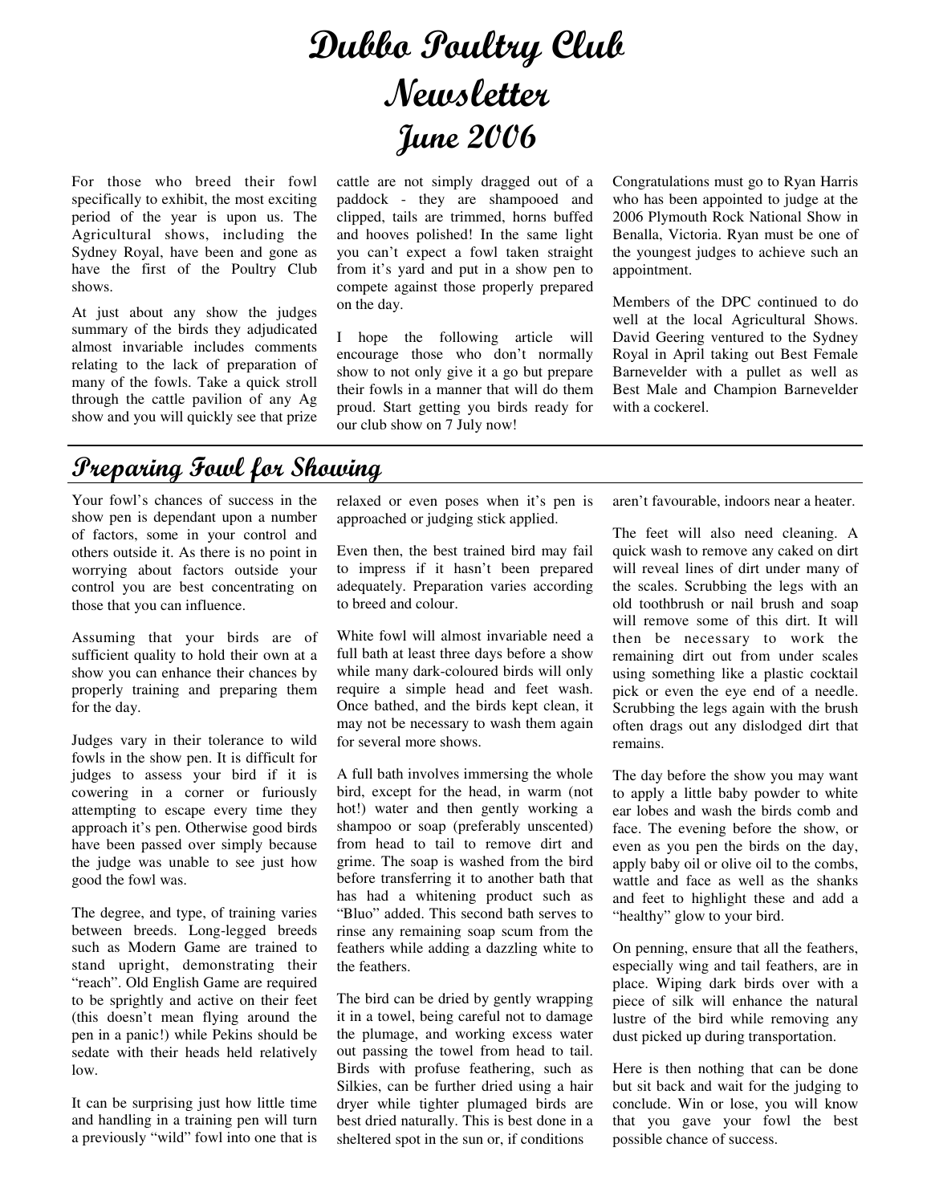# Dubbo Poultry Club Newsletter June 2006

For those who breed their fowl specifically to exhibit, the most exciting period of the year is upon us. The Agricultural shows, including the Sydney Royal, have been and gone as have the first of the Poultry Club shows.

At just about any show the judges summary of the birds they adjudicated almost invariable includes comments relating to the lack of preparation of many of the fowls. Take a quick stroll through the cattle pavilion of any Ag show and you will quickly see that prize cattle are not simply dragged out of a paddock - they are shampooed and clipped, tails are trimmed, horns buffed and hooves polished! In the same light you can't expect a fowl taken straight from it's yard and put in a show pen to compete against those properly prepared on the day.

I hope the following article will encourage those who don't normally show to not only give it a go but prepare their fowls in a manner that will do them proud. Start getting you birds ready for our club show on 7 July now!

Congratulations must go to Ryan Harris who has been appointed to judge at the 2006 Plymouth Rock National Show in Benalla, Victoria. Ryan must be one of the youngest judges to achieve such an appointment.

Members of the DPC continued to do well at the local Agricultural Shows. David Geering ventured to the Sydney Royal in April taking out Best Female Barnevelder with a pullet as well as Best Male and Champion Barnevelder with a cockerel.

## Preparing Fowl for Showing

Your fowl's chances of success in the show pen is dependant upon a number of factors, some in your control and others outside it. As there is no point in worrying about factors outside your control you are best concentrating on those that you can influence.

Assuming that your birds are of sufficient quality to hold their own at a show you can enhance their chances by properly training and preparing them for the day.

Judges vary in their tolerance to wild fowls in the show pen. It is difficult for judges to assess your bird if it is cowering in a corner or furiously attempting to escape every time they approach it's pen. Otherwise good birds have been passed over simply because the judge was unable to see just how good the fowl was.

The degree, and type, of training varies between breeds. Long-legged breeds such as Modern Game are trained to stand upright, demonstrating their "reach". Old English Game are required to be sprightly and active on their feet (this doesn't mean flying around the pen in a panic!) while Pekins should be sedate with their heads held relatively low.

It can be surprising just how little time and handling in a training pen will turn a previously "wild" fowl into one that is relaxed or even poses when it's pen is approached or judging stick applied.

Even then, the best trained bird may fail to impress if it hasn't been prepared adequately. Preparation varies according to breed and colour.

White fowl will almost invariable need a full bath at least three days before a show while many dark-coloured birds will only require a simple head and feet wash. Once bathed, and the birds kept clean, it may not be necessary to wash them again for several more shows.

A full bath involves immersing the whole bird, except for the head, in warm (not hot!) water and then gently working a shampoo or soap (preferably unscented) from head to tail to remove dirt and grime. The soap is washed from the bird before transferring it to another bath that has had a whitening product such as "Bluo" added. This second bath serves to rinse any remaining soap scum from the feathers while adding a dazzling white to the feathers.

The bird can be dried by gently wrapping it in a towel, being careful not to damage the plumage, and working excess water out passing the towel from head to tail. Birds with profuse feathering, such as Silkies, can be further dried using a hair dryer while tighter plumaged birds are best dried naturally. This is best done in a sheltered spot in the sun or, if conditions aren't favourable, indoors near a heater.

The feet will also need cleaning. A quick wash to remove any caked on dirt will reveal lines of dirt under many of the scales. Scrubbing the legs with an old toothbrush or nail brush and soap will remove some of this dirt. It will then be necessary to work the remaining dirt out from under scales using something like a plastic cocktail pick or even the eye end of a needle. Scrubbing the legs again with the brush often drags out any dislodged dirt that remains.

The day before the show you may want to apply a little baby powder to white ear lobes and wash the birds comb and face. The evening before the show, or even as you pen the birds on the day, apply baby oil or olive oil to the combs, wattle and face as well as the shanks and feet to highlight these and add a "healthy" glow to your bird.

On penning, ensure that all the feathers, especially wing and tail feathers, are in place. Wiping dark birds over with a piece of silk will enhance the natural lustre of the bird while removing any dust picked up during transportation.

Here is then nothing that can be done but sit back and wait for the judging to conclude. Win or lose, you will know that you gave your fowl the best possible chance of success.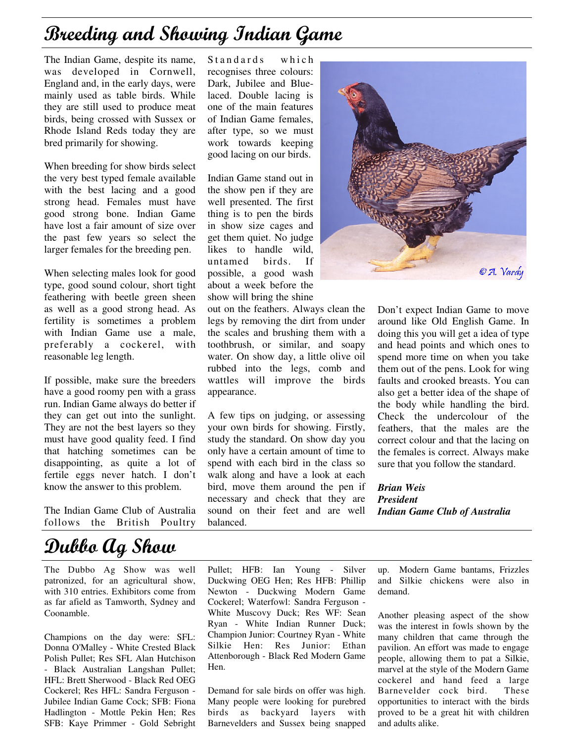# Breeding and Showing Indian Game

The Indian Game, despite its name, was developed in Cornwell, England and, in the early days, were mainly used as table birds. While they are still used to produce meat birds, being crossed with Sussex or Rhode Island Reds today they are bred primarily for showing.

When breeding for show birds select the very best typed female available with the best lacing and a good strong head. Females must have good strong bone. Indian Game have lost a fair amount of size over the past few years so select the larger females for the breeding pen.

When selecting males look for good type, good sound colour, short tight feathering with beetle green sheen as well as a good strong head. As fertility is sometimes a problem with Indian Game use a male, preferably a cockerel, with reasonable leg length.

If possible, make sure the breeders have a good roomy pen with a grass run. Indian Game always do better if they can get out into the sunlight. They are not the best layers so they must have good quality feed. I find that hatching sometimes can be disappointing, as quite a lot of fertile eggs never hatch. I don't know the answer to this problem.

The Indian Game Club of Australia follows the British Poultry Standards which recognises three colours: Dark, Jubilee and Blue-laced. Double lacing is one of the main features of Indian Game females, after type, so we must work towards keeping good lacing on our birds.

Indian Game stand out in the show pen if they are well presented. The first thing is to pen the birds in show size cages and get them quiet. No judge likes to handle wild, untamed birds. If possible, a good wash about a week before the show will bring the shine out on the feathers. Always clean the legs by removing the dirt from under the scales and brushing them with a toothbrush, or similar, and soapy water. On show day, a little olive oil rubbed into the legs, comb and wattles will improve the birds appearance.

A few tips on judging, or assessing your own birds for showing. Firstly, study the standard. On show day you only have a certain amount of time to spend with each bird in the class so walk along and have a look at each bird, move them around the pen if necessary and check that they are sound on their feet and are well balanced.

© A. Vardy

Don't expect Indian Game to move around like Old English Game. In doing this you will get a idea of type and head points and which ones to spend more time on when you take them out of the pens. Look for wing faults and crooked breasts. You can also get a better idea of the shape of the body while handling the bird. Check the undercolour of the feathers, that the males are the correct colour and that the lacing on the females is correct. Always make sure that you follow the standard.

***Brian Weis***
***President***
***Indian Game Club of Australia***

# Dubbo Ag Show

The Dubbo Ag Show was well patronized, for an agricultural show, with 310 entries. Exhibitors come from as far afield as Tamworth, Sydney and Coonamble.

Champions on the day were: SFL: Donna O'Malley - White Crested Black Polish Pullet; Res SFL Alan Hutchison - Black Australian Langshan Pullet; HFL: Brett Sherwood - Black Red OEG Cockerel; Res HFL: Sandra Ferguson - Jubilee Indian Game Cock; SFB: Fiona Hadlington - Mottle Pekin Hen; Res SFB: Kaye Primmer - Gold Sebright Pullet; HFB: Ian Young - Silver Duckwing OEG Hen; Res HFB: Phillip Newton - Duckwing Modern Game Cockerel; Waterfowl: Sandra Ferguson - White Muscovy Duck; Res WF: Sean Ryan - White Indian Runner Duck; Champion Junior: Courtney Ryan - White Silkie Hen: Res Junior: Ethan Attenborough - Black Red Modern Game Hen.

Demand for sale birds on offer was high. Many people were looking for purebred birds as backyard layers with Barnevelders and Sussex being snapped up. Modern Game bantams, Frizzles and Silkie chickens were also in demand.

Another pleasing aspect of the show was the interest in fowls shown by the many children that came through the pavilion. An effort was made to engage people, allowing them to pat a Silkie, marvel at the style of the Modern Game cockerel and hand feed a large Barnevelder cock bird. These opportunities to interact with the birds proved to be a great hit with children and adults alike.